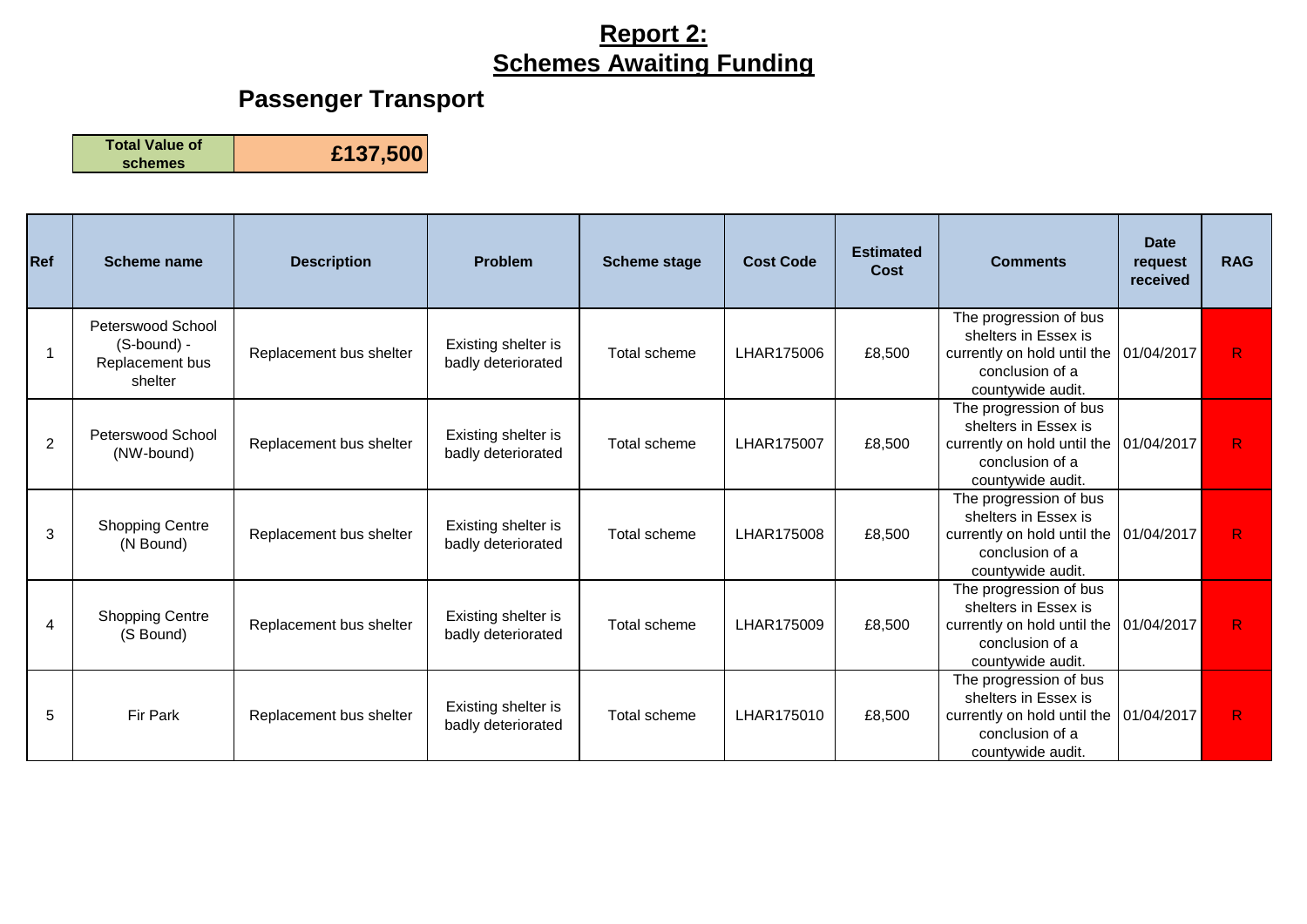# Report 2:
# Schemes Awaiting Funding

## Passenger Transport

| Total Value of schemes | £137,500 |
|---|---|

| Ref | Scheme name | Description | Problem | Scheme stage | Cost Code | Estimated Cost | Comments | Date request received | RAG |
|---|---|---|---|---|---|---|---|---|---|
| 1 | Peterswood School (S-bound) - Replacement bus shelter | Replacement bus shelter | Existing shelter is badly deteriorated | Total scheme | LHAR175006 | £8,500 | The progression of bus shelters in Essex is currently on hold until the conclusion of a countywide audit. | 01/04/2017 | R |
| 2 | Peterswood School (NW-bound) | Replacement bus shelter | Existing shelter is badly deteriorated | Total scheme | LHAR175007 | £8,500 | The progression of bus shelters in Essex is currently on hold until the conclusion of a countywide audit. | 01/04/2017 | R |
| 3 | Shopping Centre (N Bound) | Replacement bus shelter | Existing shelter is badly deteriorated | Total scheme | LHAR175008 | £8,500 | The progression of bus shelters in Essex is currently on hold until the conclusion of a countywide audit. | 01/04/2017 | R |
| 4 | Shopping Centre (S Bound) | Replacement bus shelter | Existing shelter is badly deteriorated | Total scheme | LHAR175009 | £8,500 | The progression of bus shelters in Essex is currently on hold until the conclusion of a countywide audit. | 01/04/2017 | R |
| 5 | Fir Park | Replacement bus shelter | Existing shelter is badly deteriorated | Total scheme | LHAR175010 | £8,500 | The progression of bus shelters in Essex is currently on hold until the conclusion of a countywide audit. | 01/04/2017 | R |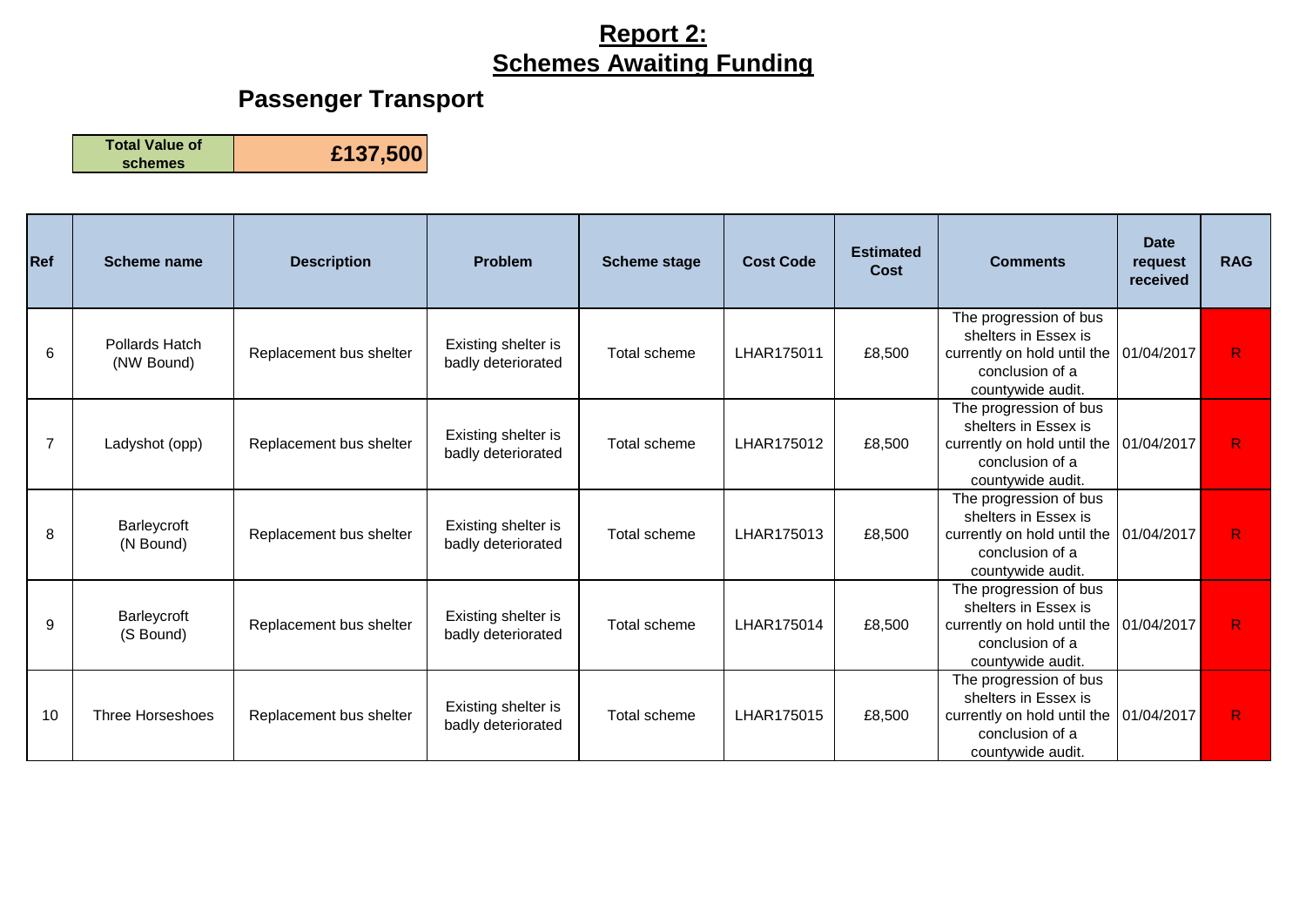# Report 2:
# Schemes Awaiting Funding

## Passenger Transport

| Total Value of schemes | £137,500 |
|---|---|

| Ref | Scheme name | Description | Problem | Scheme stage | Cost Code | Estimated Cost | Comments | Date request received | RAG |
|---|---|---|---|---|---|---|---|---|---|
| 6 | Pollards Hatch (NW Bound) | Replacement bus shelter | Existing shelter is badly deteriorated | Total scheme | LHAR175011 | £8,500 | The progression of bus shelters in Essex is currently on hold until the conclusion of a countywide audit. | 01/04/2017 | R |
| 7 | Ladyshot (opp) | Replacement bus shelter | Existing shelter is badly deteriorated | Total scheme | LHAR175012 | £8,500 | The progression of bus shelters in Essex is currently on hold until the conclusion of a countywide audit. | 01/04/2017 | R |
| 8 | Barleycroft (N Bound) | Replacement bus shelter | Existing shelter is badly deteriorated | Total scheme | LHAR175013 | £8,500 | The progression of bus shelters in Essex is currently on hold until the conclusion of a countywide audit. | 01/04/2017 | R |
| 9 | Barleycroft (S Bound) | Replacement bus shelter | Existing shelter is badly deteriorated | Total scheme | LHAR175014 | £8,500 | The progression of bus shelters in Essex is currently on hold until the conclusion of a countywide audit. | 01/04/2017 | R |
| 10 | Three Horseshoes | Replacement bus shelter | Existing shelter is badly deteriorated | Total scheme | LHAR175015 | £8,500 | The progression of bus shelters in Essex is currently on hold until the conclusion of a countywide audit. | 01/04/2017 | R |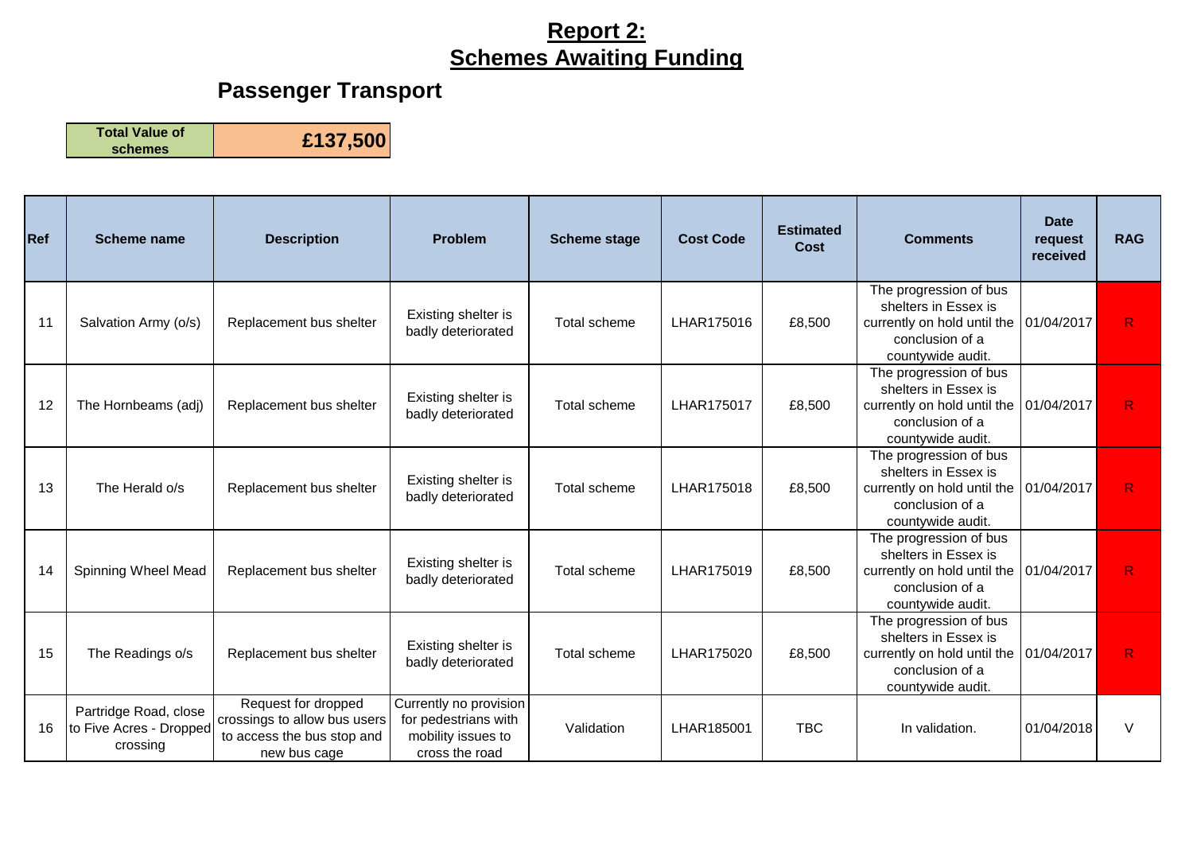# Report 2:
# Schemes Awaiting Funding

## Passenger Transport

| Total Value of schemes | £137,500 |
|---|---|

| Ref | Scheme name | Description | Problem | Scheme stage | Cost Code | Estimated Cost | Comments | Date request received | RAG |
|---|---|---|---|---|---|---|---|---|---|
| 11 | Salvation Army (o/s) | Replacement bus shelter | Existing shelter is badly deteriorated | Total scheme | LHAR175016 | £8,500 | The progression of bus shelters in Essex is currently on hold until the conclusion of a countywide audit. | 01/04/2017 | R |
| 12 | The Hornbeams (adj) | Replacement bus shelter | Existing shelter is badly deteriorated | Total scheme | LHAR175017 | £8,500 | The progression of bus shelters in Essex is currently on hold until the conclusion of a countywide audit. | 01/04/2017 | R |
| 13 | The Herald o/s | Replacement bus shelter | Existing shelter is badly deteriorated | Total scheme | LHAR175018 | £8,500 | The progression of bus shelters in Essex is currently on hold until the conclusion of a countywide audit. | 01/04/2017 | R |
| 14 | Spinning Wheel Mead | Replacement bus shelter | Existing shelter is badly deteriorated | Total scheme | LHAR175019 | £8,500 | The progression of bus shelters in Essex is currently on hold until the conclusion of a countywide audit. | 01/04/2017 | R |
| 15 | The Readings o/s | Replacement bus shelter | Existing shelter is badly deteriorated | Total scheme | LHAR175020 | £8,500 | The progression of bus shelters in Essex is currently on hold until the conclusion of a countywide audit. | 01/04/2017 | R |
| 16 | Partridge Road, close to Five Acres - Dropped crossing | Request for dropped crossings to allow bus users to access the bus stop and new bus cage | Currently no provision for pedestrians with mobility issues to cross the road | Validation | LHAR185001 | TBC | In validation. | 01/04/2018 | V |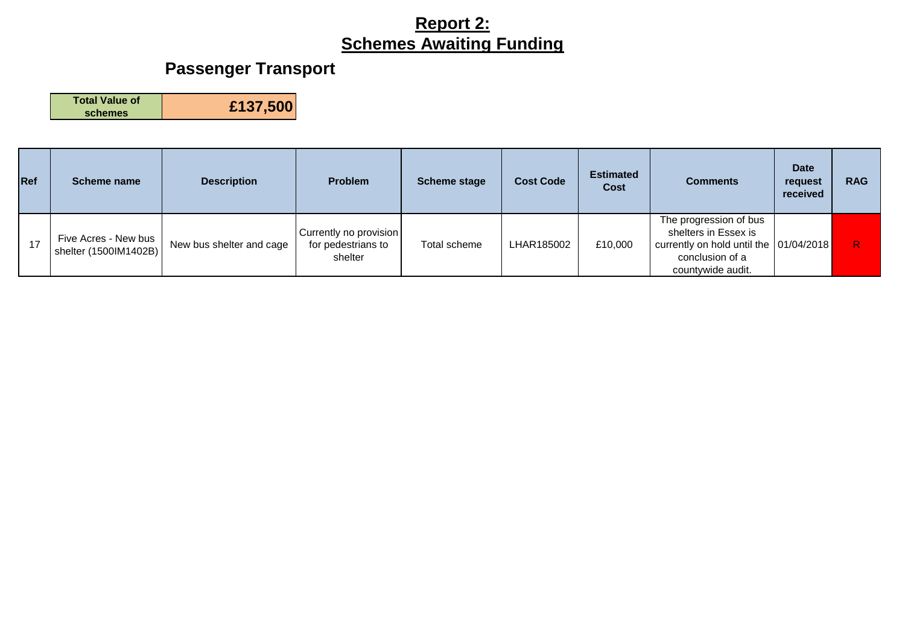# Report 2:
# Schemes Awaiting Funding

## Passenger Transport

| Total Value of schemes | £137,500 |
|---|---|

| Ref | Scheme name | Description | Problem | Scheme stage | Cost Code | Estimated Cost | Comments | Date request received | RAG |
|---|---|---|---|---|---|---|---|---|---|
| 17 | Five Acres - New bus shelter (1500IM1402B) | New bus shelter and cage | Currently no provision for pedestrians to shelter | Total scheme | LHAR185002 | £10,000 | The progression of bus shelters in Essex is currently on hold until the conclusion of a countywide audit. | 01/04/2018 | R |